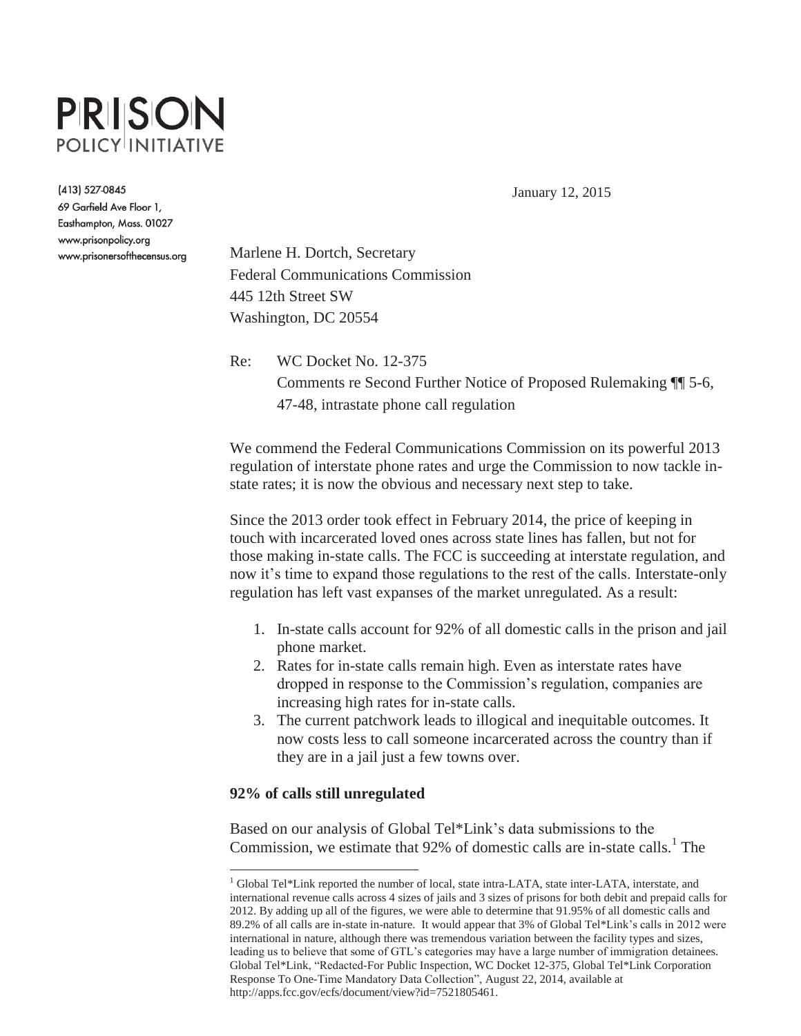# PRISON POLICY INITIATIVE

(413) 527-0845
69 Garfield Ave Floor 1,
Easthampton, Mass. 01027
www.prisonpolicy.org
www.prisonersofthecensus.org

January 12, 2015

Marlene H. Dortch, Secretary
Federal Communications Commission
445 12th Street SW
Washington, DC 20554

Re: WC Docket No. 12-375
Comments re Second Further Notice of Proposed Rulemaking ¶¶ 5-6, 47-48, intrastate phone call regulation

We commend the Federal Communications Commission on its powerful 2013 regulation of interstate phone rates and urge the Commission to now tackle in-state rates; it is now the obvious and necessary next step to take.

Since the 2013 order took effect in February 2014, the price of keeping in touch with incarcerated loved ones across state lines has fallen, but not for those making in-state calls. The FCC is succeeding at interstate regulation, and now it's time to expand those regulations to the rest of the calls. Interstate-only regulation has left vast expanses of the market unregulated. As a result:

1. In-state calls account for 92% of all domestic calls in the prison and jail phone market.
2. Rates for in-state calls remain high. Even as interstate rates have dropped in response to the Commission's regulation, companies are increasing high rates for in-state calls.
3. The current patchwork leads to illogical and inequitable outcomes. It now costs less to call someone incarcerated across the country than if they are in a jail just a few towns over.

**92% of calls still unregulated**

Based on our analysis of Global Tel\*Link's data submissions to the Commission, we estimate that 92% of domestic calls are in-state calls.[1] The

---

[1] Global Tel\*Link reported the number of local, state intra-LATA, state inter-LATA, interstate, and international revenue calls across 4 sizes of jails and 3 sizes of prisons for both debit and prepaid calls for 2012. By adding up all of the figures, we were able to determine that 91.95% of all domestic calls and 89.2% of all calls are in-state in-nature. It would appear that 3% of Global Tel\*Link's calls in 2012 were international in nature, although there was tremendous variation between the facility types and sizes, leading us to believe that some of GTL's categories may have a large number of immigration detainees. Global Tel\*Link, "Redacted-For Public Inspection, WC Docket 12-375, Global Tel\*Link Corporation Response To One-Time Mandatory Data Collection", August 22, 2014, available at http://apps.fcc.gov/ecfs/document/view?id=7521805461.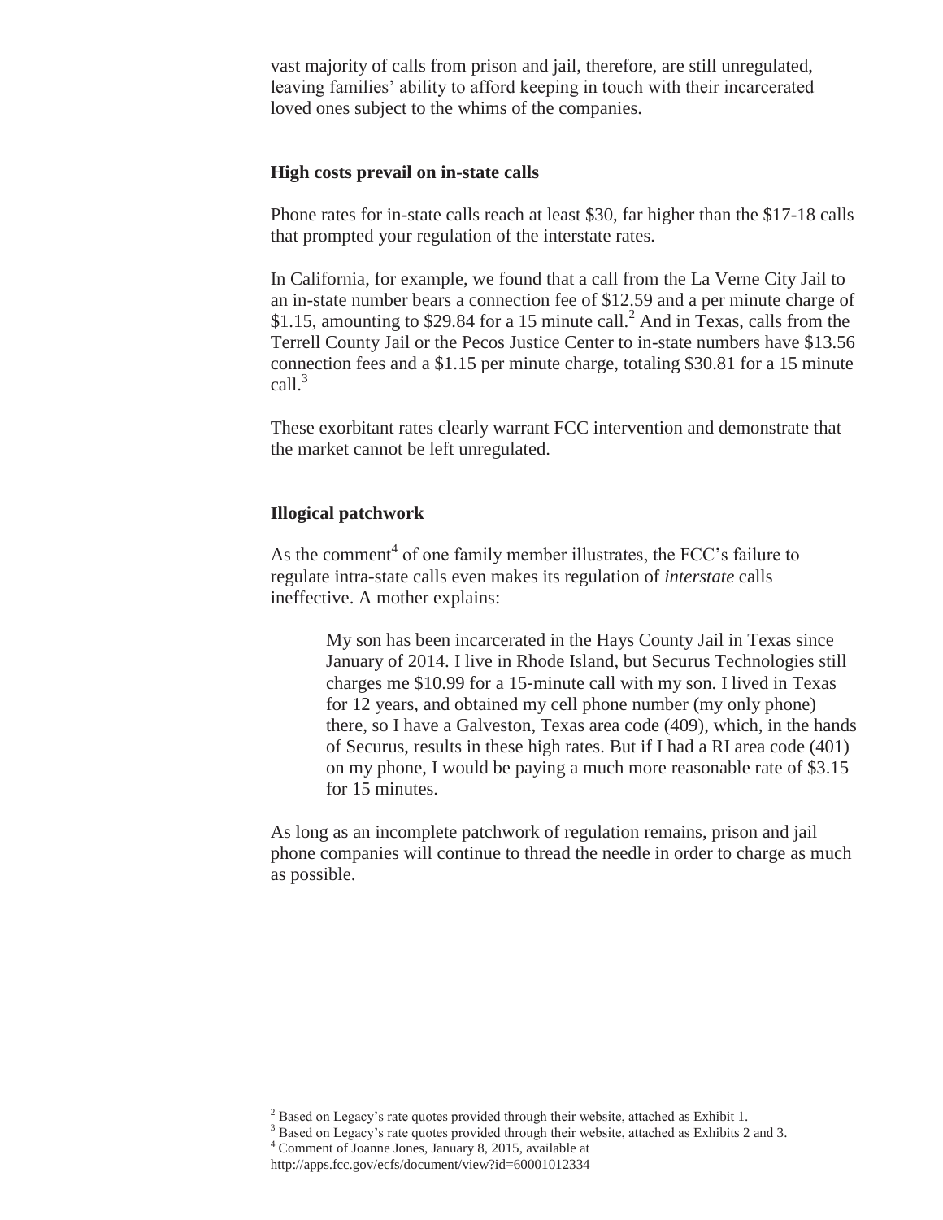vast majority of calls from prison and jail, therefore, are still unregulated, leaving families' ability to afford keeping in touch with their incarcerated loved ones subject to the whims of the companies.

**High costs prevail on in-state calls**

Phone rates for in-state calls reach at least $30, far higher than the $17-18 calls that prompted your regulation of the interstate rates.

In California, for example, we found that a call from the La Verne City Jail to an in-state number bears a connection fee of $12.59 and a per minute charge of $1.15, amounting to $29.84 for a 15 minute call.[2] And in Texas, calls from the Terrell County Jail or the Pecos Justice Center to in-state numbers have $13.56 connection fees and a $1.15 per minute charge, totaling $30.81 for a 15 minute call.[3]

These exorbitant rates clearly warrant FCC intervention and demonstrate that the market cannot be left unregulated.

**Illogical patchwork**

As the comment[4] of one family member illustrates, the FCC's failure to regulate intra-state calls even makes its regulation of *interstate* calls ineffective. A mother explains:

> My son has been incarcerated in the Hays County Jail in Texas since January of 2014. I live in Rhode Island, but Securus Technologies still charges me $10.99 for a 15-minute call with my son. I lived in Texas for 12 years, and obtained my cell phone number (my only phone) there, so I have a Galveston, Texas area code (409), which, in the hands of Securus, results in these high rates. But if I had a RI area code (401) on my phone, I would be paying a much more reasonable rate of $3.15 for 15 minutes.

As long as an incomplete patchwork of regulation remains, prison and jail phone companies will continue to thread the needle in order to charge as much as possible.

---

[2] Based on Legacy's rate quotes provided through their website, attached as Exhibit 1.

[3] Based on Legacy's rate quotes provided through their website, attached as Exhibits 2 and 3.

[4] Comment of Joanne Jones, January 8, 2015, available at http://apps.fcc.gov/ecfs/document/view?id=60001012334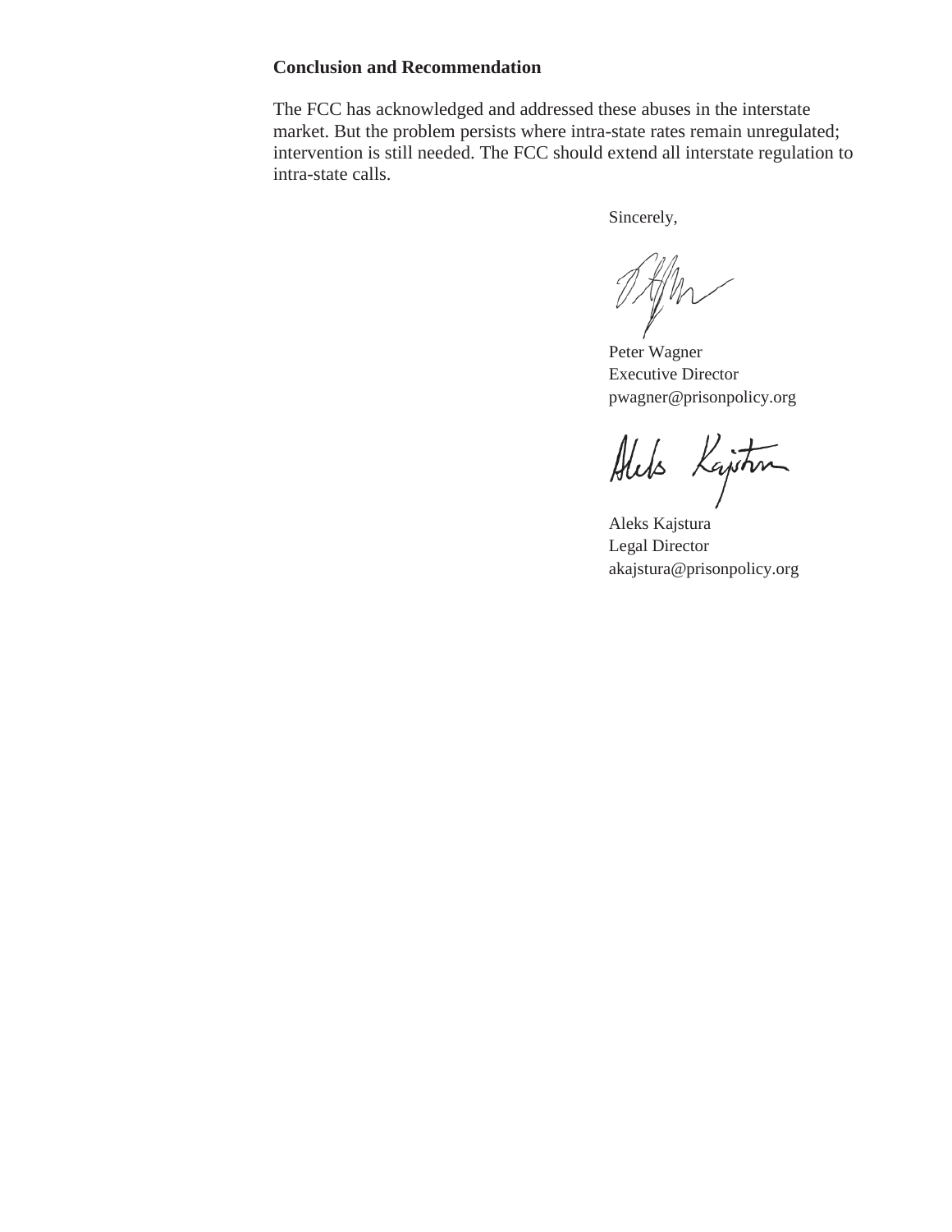**Conclusion and Recommendation**

The FCC has acknowledged and addressed these abuses in the interstate market. But the problem persists where intra-state rates remain unregulated; intervention is still needed. The FCC should extend all interstate regulation to intra-state calls.

Sincerely,

Peter Wagner
Executive Director
pwagner@prisonpolicy.org

Aleks Kajstura
Legal Director
akajstura@prisonpolicy.org